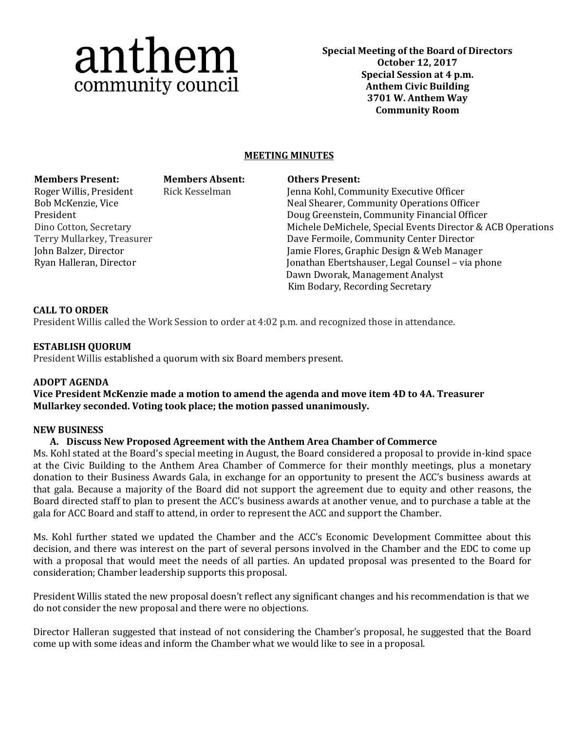# anthem community council

**Special Meeting of the Board of Directors**
**October 12, 2017**
**Special Session at 4 p.m.**
**Anthem Civic Building**
**3701 W. Anthem Way**
**Community Room**

## MEETING MINUTES

| Members Present: | Members Absent: | Others Present: |
|---|---|---|
| Roger Willis, President | Rick Kesselman | Jenna Kohl, Community Executive Officer |
| Bob McKenzie, Vice President | | Neal Shearer, Community Operations Officer |
| Dino Cotton, Secretary | | Doug Greenstein, Community Financial Officer |
| Terry Mullarkey, Treasurer | | Michele DeMichele, Special Events Director & ACB Operations |
| John Balzer, Director | | Dave Fermoile, Community Center Director |
| Ryan Halleran, Director | | Jamie Flores, Graphic Design & Web Manager |
| | | Jonathan Ebertshauser, Legal Counsel – via phone |
| | | Dawn Dworak, Management Analyst |
| | | Kim Bodary, Recording Secretary |

**CALL TO ORDER**

President Willis called the Work Session to order at 4:02 p.m. and recognized those in attendance.

**ESTABLISH QUORUM**

President Willis established a quorum with six Board members present.

**ADOPT AGENDA**

**Vice President McKenzie made a motion to amend the agenda and move item 4D to 4A. Treasurer Mullarkey seconded. Voting took place; the motion passed unanimously.**

**NEW BUSINESS**

**A. Discuss New Proposed Agreement with the Anthem Area Chamber of Commerce**

Ms. Kohl stated at the Board's special meeting in August, the Board considered a proposal to provide in-kind space at the Civic Building to the Anthem Area Chamber of Commerce for their monthly meetings, plus a monetary donation to their Business Awards Gala, in exchange for an opportunity to present the ACC's business awards at that gala. Because a majority of the Board did not support the agreement due to equity and other reasons, the Board directed staff to plan to present the ACC's business awards at another venue, and to purchase a table at the gala for ACC Board and staff to attend, in order to represent the ACC and support the Chamber.

Ms. Kohl further stated we updated the Chamber and the ACC's Economic Development Committee about this decision, and there was interest on the part of several persons involved in the Chamber and the EDC to come up with a proposal that would meet the needs of all parties. An updated proposal was presented to the Board for consideration; Chamber leadership supports this proposal.

President Willis stated the new proposal doesn't reflect any significant changes and his recommendation is that we do not consider the new proposal and there were no objections.

Director Halleran suggested that instead of not considering the Chamber's proposal, he suggested that the Board come up with some ideas and inform the Chamber what we would like to see in a proposal.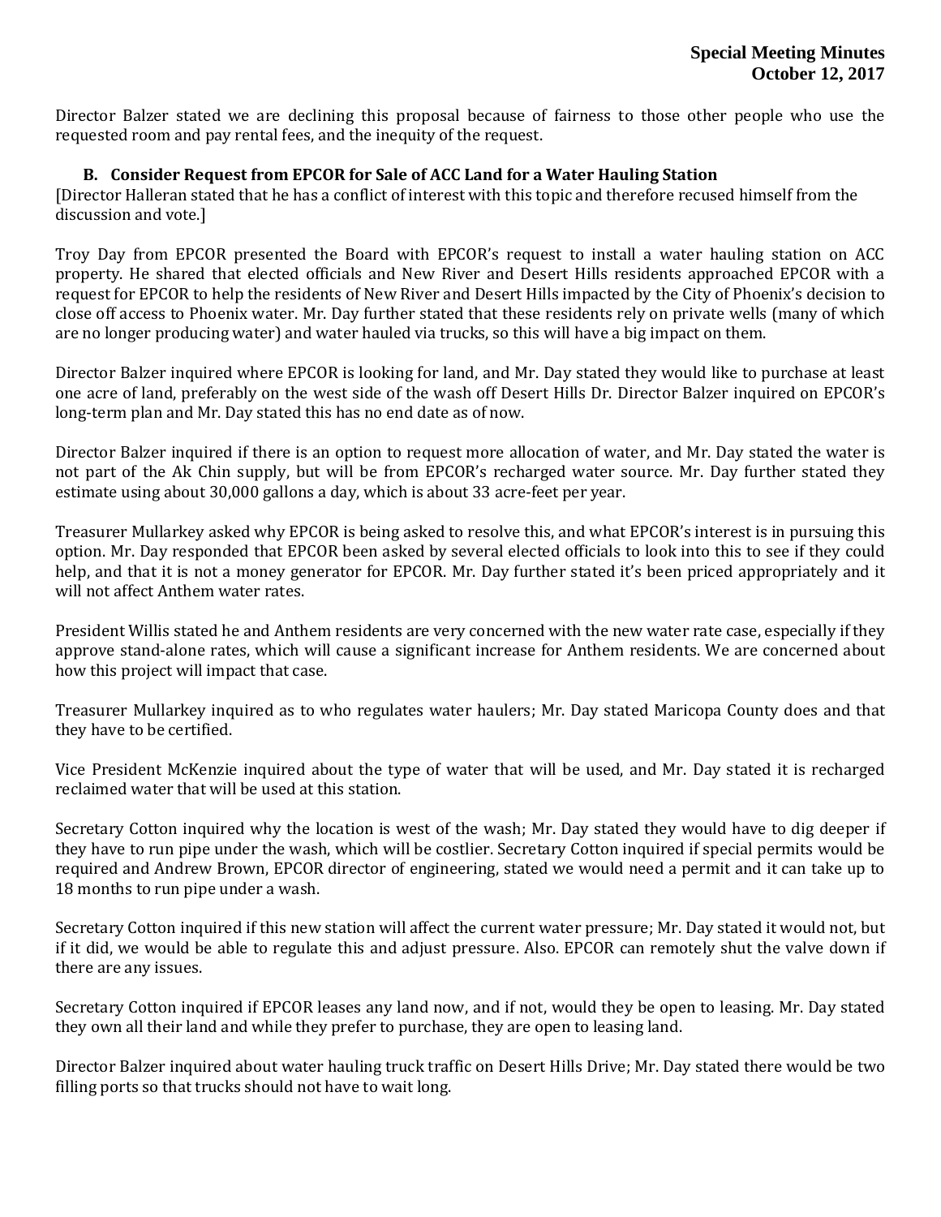Director Balzer stated we are declining this proposal because of fairness to those other people who use the requested room and pay rental fees, and the inequity of the request.

**B. Consider Request from EPCOR for Sale of ACC Land for a Water Hauling Station**

[Director Halleran stated that he has a conflict of interest with this topic and therefore recused himself from the discussion and vote.]

Troy Day from EPCOR presented the Board with EPCOR's request to install a water hauling station on ACC property. He shared that elected officials and New River and Desert Hills residents approached EPCOR with a request for EPCOR to help the residents of New River and Desert Hills impacted by the City of Phoenix's decision to close off access to Phoenix water. Mr. Day further stated that these residents rely on private wells (many of which are no longer producing water) and water hauled via trucks, so this will have a big impact on them.

Director Balzer inquired where EPCOR is looking for land, and Mr. Day stated they would like to purchase at least one acre of land, preferably on the west side of the wash off Desert Hills Dr. Director Balzer inquired on EPCOR's long-term plan and Mr. Day stated this has no end date as of now.

Director Balzer inquired if there is an option to request more allocation of water, and Mr. Day stated the water is not part of the Ak Chin supply, but will be from EPCOR's recharged water source. Mr. Day further stated they estimate using about 30,000 gallons a day, which is about 33 acre-feet per year.

Treasurer Mullarkey asked why EPCOR is being asked to resolve this, and what EPCOR's interest is in pursuing this option. Mr. Day responded that EPCOR been asked by several elected officials to look into this to see if they could help, and that it is not a money generator for EPCOR. Mr. Day further stated it's been priced appropriately and it will not affect Anthem water rates.

President Willis stated he and Anthem residents are very concerned with the new water rate case, especially if they approve stand-alone rates, which will cause a significant increase for Anthem residents. We are concerned about how this project will impact that case.

Treasurer Mullarkey inquired as to who regulates water haulers; Mr. Day stated Maricopa County does and that they have to be certified.

Vice President McKenzie inquired about the type of water that will be used, and Mr. Day stated it is recharged reclaimed water that will be used at this station.

Secretary Cotton inquired why the location is west of the wash; Mr. Day stated they would have to dig deeper if they have to run pipe under the wash, which will be costlier. Secretary Cotton inquired if special permits would be required and Andrew Brown, EPCOR director of engineering, stated we would need a permit and it can take up to 18 months to run pipe under a wash.

Secretary Cotton inquired if this new station will affect the current water pressure; Mr. Day stated it would not, but if it did, we would be able to regulate this and adjust pressure. Also. EPCOR can remotely shut the valve down if there are any issues.

Secretary Cotton inquired if EPCOR leases any land now, and if not, would they be open to leasing. Mr. Day stated they own all their land and while they prefer to purchase, they are open to leasing land.

Director Balzer inquired about water hauling truck traffic on Desert Hills Drive; Mr. Day stated there would be two filling ports so that trucks should not have to wait long.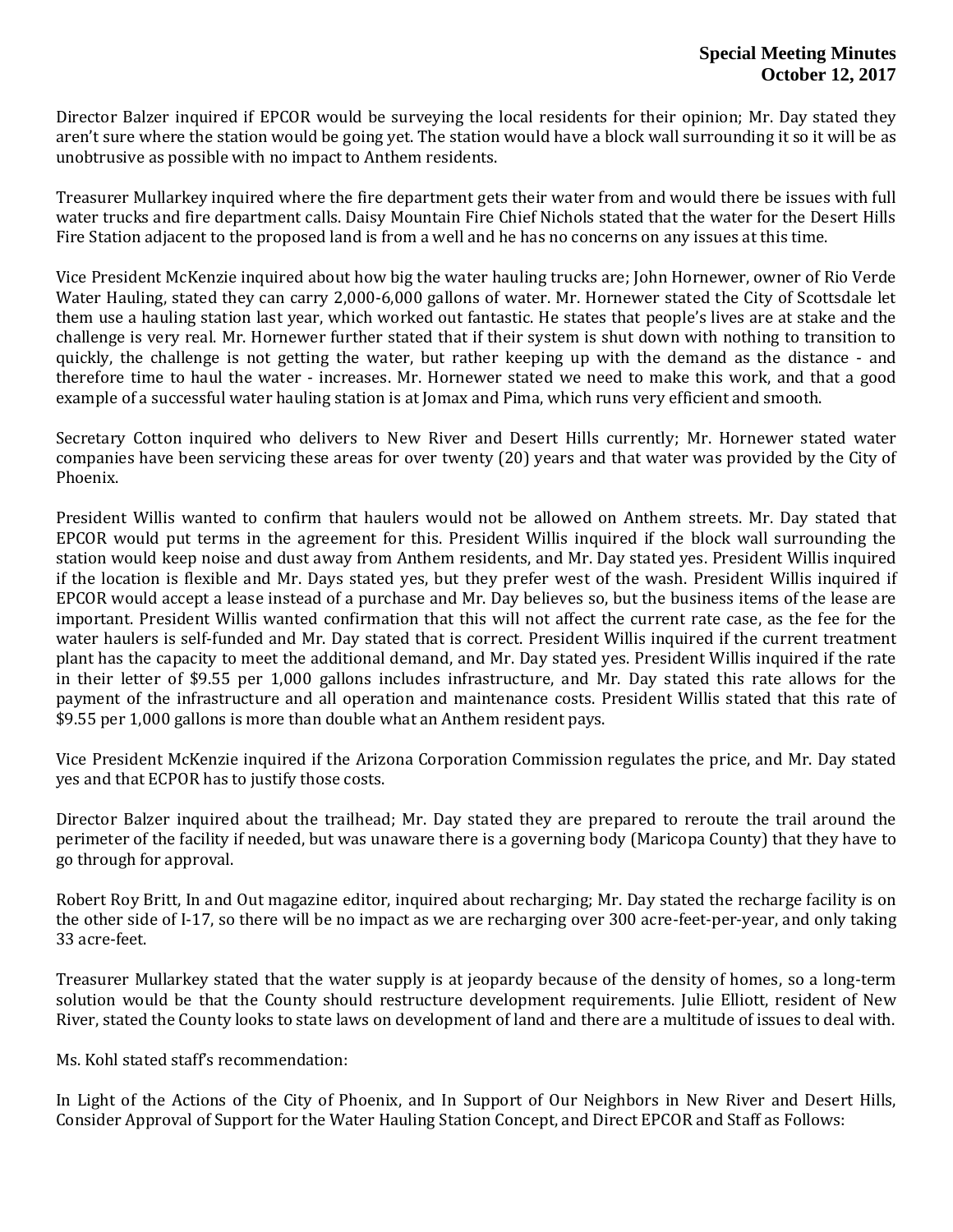Director Balzer inquired if EPCOR would be surveying the local residents for their opinion; Mr. Day stated they aren't sure where the station would be going yet. The station would have a block wall surrounding it so it will be as unobtrusive as possible with no impact to Anthem residents.

Treasurer Mullarkey inquired where the fire department gets their water from and would there be issues with full water trucks and fire department calls. Daisy Mountain Fire Chief Nichols stated that the water for the Desert Hills Fire Station adjacent to the proposed land is from a well and he has no concerns on any issues at this time.

Vice President McKenzie inquired about how big the water hauling trucks are; John Hornewer, owner of Rio Verde Water Hauling, stated they can carry 2,000-6,000 gallons of water. Mr. Hornewer stated the City of Scottsdale let them use a hauling station last year, which worked out fantastic. He states that people's lives are at stake and the challenge is very real. Mr. Hornewer further stated that if their system is shut down with nothing to transition to quickly, the challenge is not getting the water, but rather keeping up with the demand as the distance - and therefore time to haul the water - increases. Mr. Hornewer stated we need to make this work, and that a good example of a successful water hauling station is at Jomax and Pima, which runs very efficient and smooth.

Secretary Cotton inquired who delivers to New River and Desert Hills currently; Mr. Hornewer stated water companies have been servicing these areas for over twenty (20) years and that water was provided by the City of Phoenix.

President Willis wanted to confirm that haulers would not be allowed on Anthem streets. Mr. Day stated that EPCOR would put terms in the agreement for this. President Willis inquired if the block wall surrounding the station would keep noise and dust away from Anthem residents, and Mr. Day stated yes. President Willis inquired if the location is flexible and Mr. Days stated yes, but they prefer west of the wash. President Willis inquired if EPCOR would accept a lease instead of a purchase and Mr. Day believes so, but the business items of the lease are important. President Willis wanted confirmation that this will not affect the current rate case, as the fee for the water haulers is self-funded and Mr. Day stated that is correct. President Willis inquired if the current treatment plant has the capacity to meet the additional demand, and Mr. Day stated yes. President Willis inquired if the rate in their letter of $9.55 per 1,000 gallons includes infrastructure, and Mr. Day stated this rate allows for the payment of the infrastructure and all operation and maintenance costs. President Willis stated that this rate of $9.55 per 1,000 gallons is more than double what an Anthem resident pays.

Vice President McKenzie inquired if the Arizona Corporation Commission regulates the price, and Mr. Day stated yes and that ECPOR has to justify those costs.

Director Balzer inquired about the trailhead; Mr. Day stated they are prepared to reroute the trail around the perimeter of the facility if needed, but was unaware there is a governing body (Maricopa County) that they have to go through for approval.

Robert Roy Britt, In and Out magazine editor, inquired about recharging; Mr. Day stated the recharge facility is on the other side of I-17, so there will be no impact as we are recharging over 300 acre-feet-per-year, and only taking 33 acre-feet.

Treasurer Mullarkey stated that the water supply is at jeopardy because of the density of homes, so a long-term solution would be that the County should restructure development requirements. Julie Elliott, resident of New River, stated the County looks to state laws on development of land and there are a multitude of issues to deal with.

Ms. Kohl stated staff's recommendation:

In Light of the Actions of the City of Phoenix, and In Support of Our Neighbors in New River and Desert Hills, Consider Approval of Support for the Water Hauling Station Concept, and Direct EPCOR and Staff as Follows: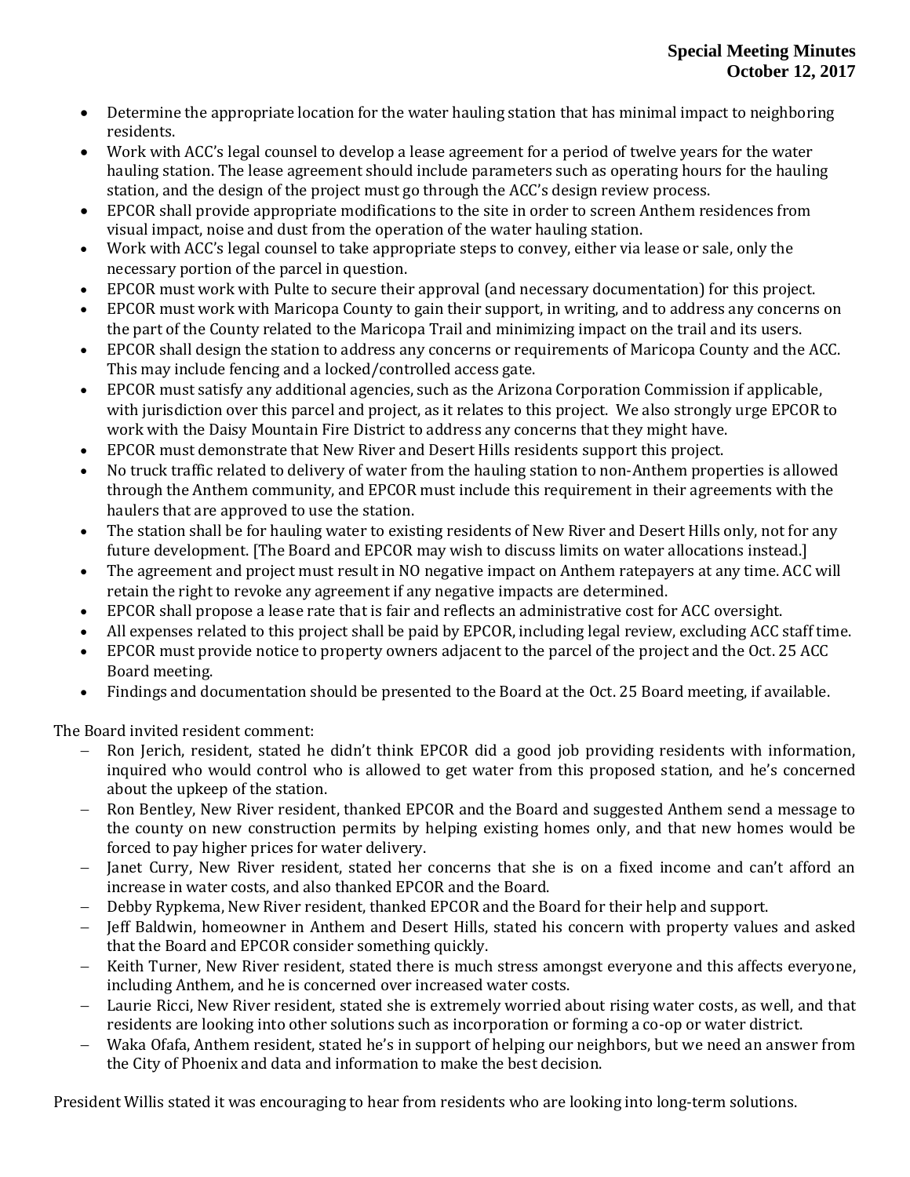- Determine the appropriate location for the water hauling station that has minimal impact to neighboring residents.
- Work with ACC's legal counsel to develop a lease agreement for a period of twelve years for the water hauling station. The lease agreement should include parameters such as operating hours for the hauling station, and the design of the project must go through the ACC's design review process.
- EPCOR shall provide appropriate modifications to the site in order to screen Anthem residences from visual impact, noise and dust from the operation of the water hauling station.
- Work with ACC's legal counsel to take appropriate steps to convey, either via lease or sale, only the necessary portion of the parcel in question.
- EPCOR must work with Pulte to secure their approval (and necessary documentation) for this project.
- EPCOR must work with Maricopa County to gain their support, in writing, and to address any concerns on the part of the County related to the Maricopa Trail and minimizing impact on the trail and its users.
- EPCOR shall design the station to address any concerns or requirements of Maricopa County and the ACC. This may include fencing and a locked/controlled access gate.
- EPCOR must satisfy any additional agencies, such as the Arizona Corporation Commission if applicable, with jurisdiction over this parcel and project, as it relates to this project. We also strongly urge EPCOR to work with the Daisy Mountain Fire District to address any concerns that they might have.
- EPCOR must demonstrate that New River and Desert Hills residents support this project.
- No truck traffic related to delivery of water from the hauling station to non-Anthem properties is allowed through the Anthem community, and EPCOR must include this requirement in their agreements with the haulers that are approved to use the station.
- The station shall be for hauling water to existing residents of New River and Desert Hills only, not for any future development. [The Board and EPCOR may wish to discuss limits on water allocations instead.]
- The agreement and project must result in NO negative impact on Anthem ratepayers at any time. ACC will retain the right to revoke any agreement if any negative impacts are determined.
- EPCOR shall propose a lease rate that is fair and reflects an administrative cost for ACC oversight.
- All expenses related to this project shall be paid by EPCOR, including legal review, excluding ACC staff time.
- EPCOR must provide notice to property owners adjacent to the parcel of the project and the Oct. 25 ACC Board meeting.
- Findings and documentation should be presented to the Board at the Oct. 25 Board meeting, if available.

The Board invited resident comment:

- Ron Jerich, resident, stated he didn't think EPCOR did a good job providing residents with information, inquired who would control who is allowed to get water from this proposed station, and he's concerned about the upkeep of the station.
- Ron Bentley, New River resident, thanked EPCOR and the Board and suggested Anthem send a message to the county on new construction permits by helping existing homes only, and that new homes would be forced to pay higher prices for water delivery.
- Janet Curry, New River resident, stated her concerns that she is on a fixed income and can't afford an increase in water costs, and also thanked EPCOR and the Board.
- Debby Rypkema, New River resident, thanked EPCOR and the Board for their help and support.
- Jeff Baldwin, homeowner in Anthem and Desert Hills, stated his concern with property values and asked that the Board and EPCOR consider something quickly.
- Keith Turner, New River resident, stated there is much stress amongst everyone and this affects everyone, including Anthem, and he is concerned over increased water costs.
- Laurie Ricci, New River resident, stated she is extremely worried about rising water costs, as well, and that residents are looking into other solutions such as incorporation or forming a co-op or water district.
- Waka Ofafa, Anthem resident, stated he's in support of helping our neighbors, but we need an answer from the City of Phoenix and data and information to make the best decision.

President Willis stated it was encouraging to hear from residents who are looking into long-term solutions.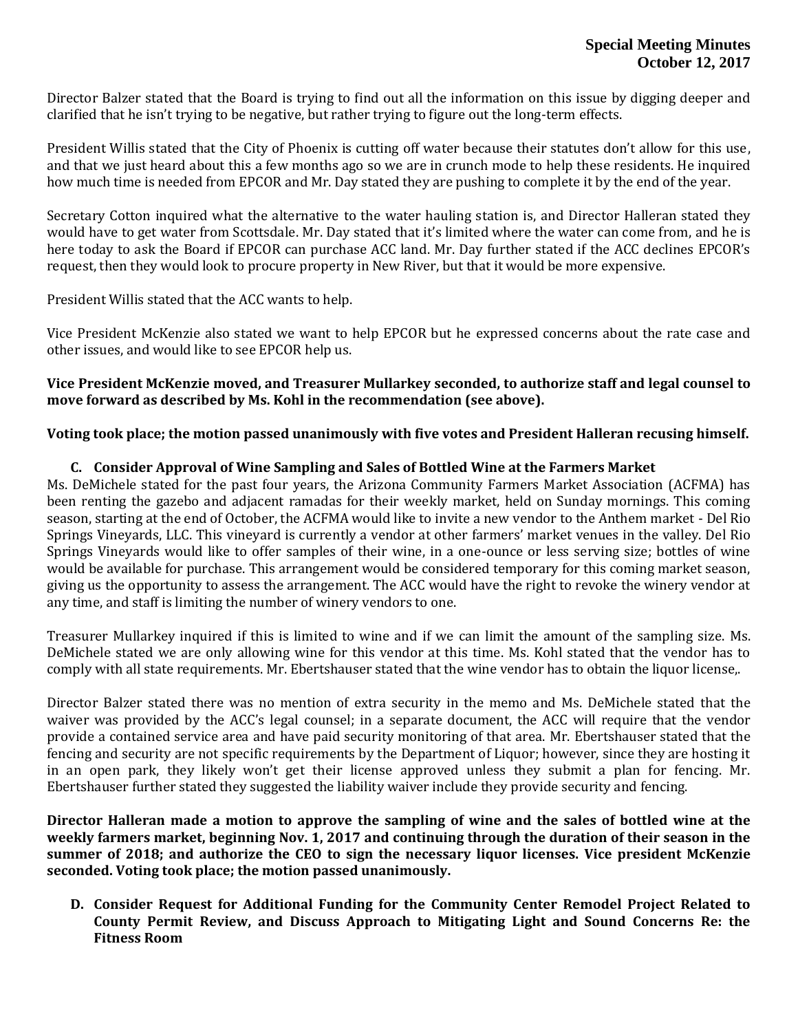Director Balzer stated that the Board is trying to find out all the information on this issue by digging deeper and clarified that he isn't trying to be negative, but rather trying to figure out the long-term effects.

President Willis stated that the City of Phoenix is cutting off water because their statutes don't allow for this use, and that we just heard about this a few months ago so we are in crunch mode to help these residents. He inquired how much time is needed from EPCOR and Mr. Day stated they are pushing to complete it by the end of the year.

Secretary Cotton inquired what the alternative to the water hauling station is, and Director Halleran stated they would have to get water from Scottsdale. Mr. Day stated that it's limited where the water can come from, and he is here today to ask the Board if EPCOR can purchase ACC land. Mr. Day further stated if the ACC declines EPCOR's request, then they would look to procure property in New River, but that it would be more expensive.

President Willis stated that the ACC wants to help.

Vice President McKenzie also stated we want to help EPCOR but he expressed concerns about the rate case and other issues, and would like to see EPCOR help us.

**Vice President McKenzie moved, and Treasurer Mullarkey seconded, to authorize staff and legal counsel to move forward as described by Ms. Kohl in the recommendation (see above).**

**Voting took place; the motion passed unanimously with five votes and President Halleran recusing himself.**

**C. Consider Approval of Wine Sampling and Sales of Bottled Wine at the Farmers Market**

Ms. DeMichele stated for the past four years, the Arizona Community Farmers Market Association (ACFMA) has been renting the gazebo and adjacent ramadas for their weekly market, held on Sunday mornings. This coming season, starting at the end of October, the ACFMA would like to invite a new vendor to the Anthem market - Del Rio Springs Vineyards, LLC. This vineyard is currently a vendor at other farmers' market venues in the valley. Del Rio Springs Vineyards would like to offer samples of their wine, in a one-ounce or less serving size; bottles of wine would be available for purchase. This arrangement would be considered temporary for this coming market season, giving us the opportunity to assess the arrangement. The ACC would have the right to revoke the winery vendor at any time, and staff is limiting the number of winery vendors to one.

Treasurer Mullarkey inquired if this is limited to wine and if we can limit the amount of the sampling size. Ms. DeMichele stated we are only allowing wine for this vendor at this time. Ms. Kohl stated that the vendor has to comply with all state requirements. Mr. Ebertshauser stated that the wine vendor has to obtain the liquor license,.

Director Balzer stated there was no mention of extra security in the memo and Ms. DeMichele stated that the waiver was provided by the ACC's legal counsel; in a separate document, the ACC will require that the vendor provide a contained service area and have paid security monitoring of that area. Mr. Ebertshauser stated that the fencing and security are not specific requirements by the Department of Liquor; however, since they are hosting it in an open park, they likely won't get their license approved unless they submit a plan for fencing. Mr. Ebertshauser further stated they suggested the liability waiver include they provide security and fencing.

**Director Halleran made a motion to approve the sampling of wine and the sales of bottled wine at the weekly farmers market, beginning Nov. 1, 2017 and continuing through the duration of their season in the summer of 2018; and authorize the CEO to sign the necessary liquor licenses. Vice president McKenzie seconded. Voting took place; the motion passed unanimously.**

**D. Consider Request for Additional Funding for the Community Center Remodel Project Related to County Permit Review, and Discuss Approach to Mitigating Light and Sound Concerns Re: the Fitness Room**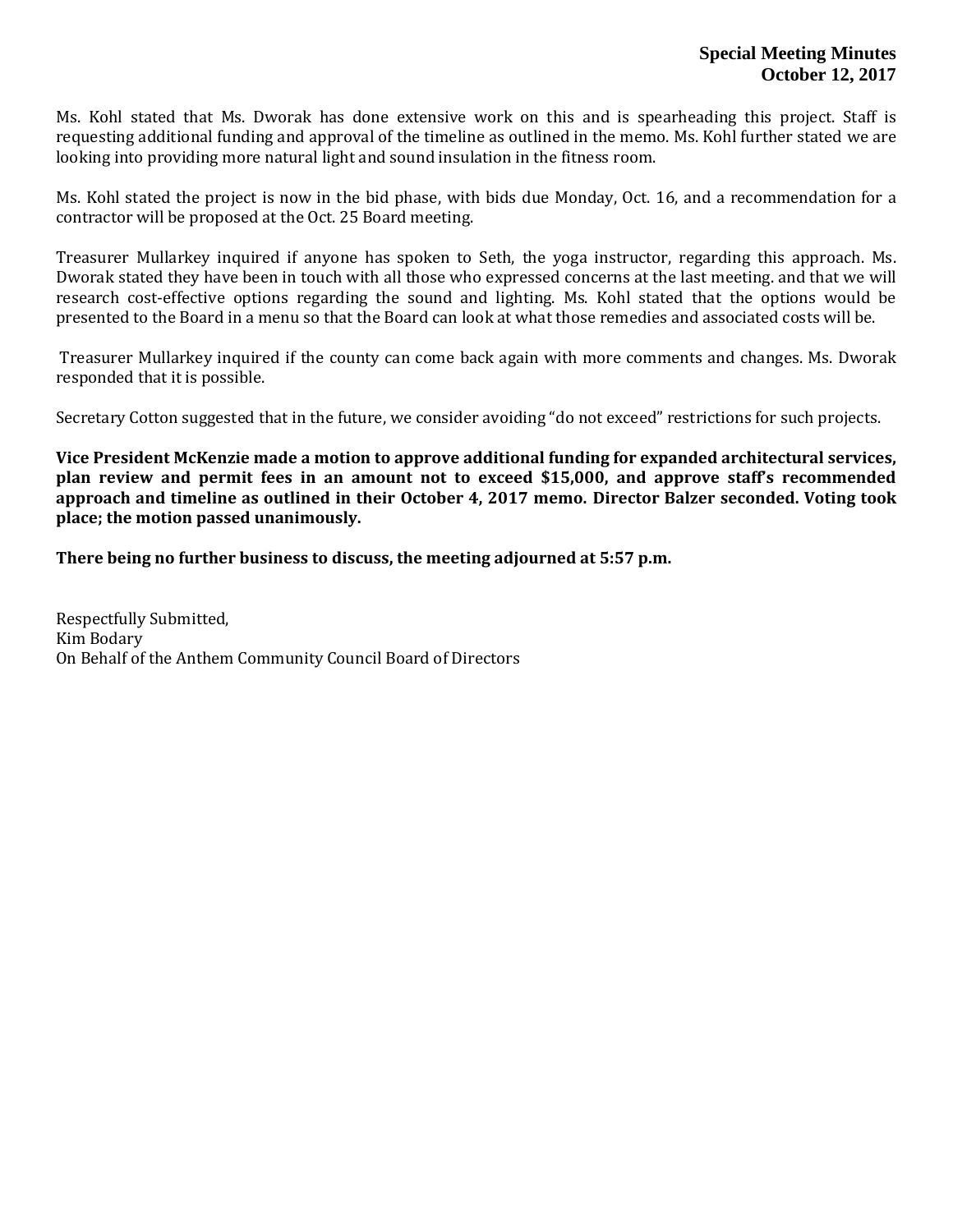Ms. Kohl stated that Ms. Dworak has done extensive work on this and is spearheading this project. Staff is requesting additional funding and approval of the timeline as outlined in the memo. Ms. Kohl further stated we are looking into providing more natural light and sound insulation in the fitness room.

Ms. Kohl stated the project is now in the bid phase, with bids due Monday, Oct. 16, and a recommendation for a contractor will be proposed at the Oct. 25 Board meeting.

Treasurer Mullarkey inquired if anyone has spoken to Seth, the yoga instructor, regarding this approach. Ms. Dworak stated they have been in touch with all those who expressed concerns at the last meeting. and that we will research cost-effective options regarding the sound and lighting. Ms. Kohl stated that the options would be presented to the Board in a menu so that the Board can look at what those remedies and associated costs will be.

Treasurer Mullarkey inquired if the county can come back again with more comments and changes. Ms. Dworak responded that it is possible.

Secretary Cotton suggested that in the future, we consider avoiding "do not exceed" restrictions for such projects.

**Vice President McKenzie made a motion to approve additional funding for expanded architectural services, plan review and permit fees in an amount not to exceed $15,000, and approve staff's recommended approach and timeline as outlined in their October 4, 2017 memo. Director Balzer seconded. Voting took place; the motion passed unanimously.**

**There being no further business to discuss, the meeting adjourned at 5:57 p.m.**

Respectfully Submitted,
Kim Bodary
On Behalf of the Anthem Community Council Board of Directors